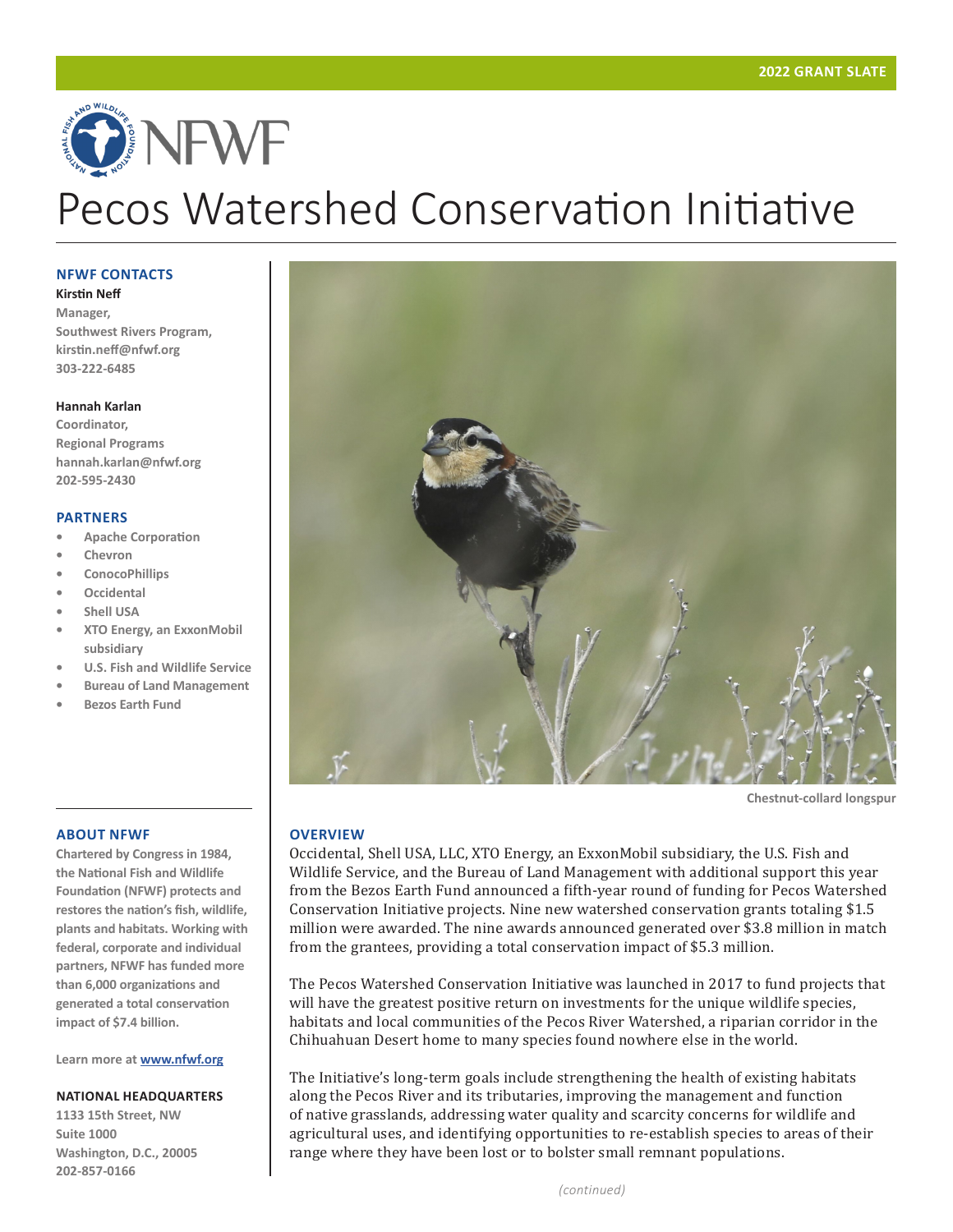2022 GRANT SLATE

NFWF

# Pecos Watershed Conservation Initiative

### NFWF CONTACTS

**Kirstin Neff**
Manager,
Southwest Rivers Program,
kirstin.neff@nfwf.org
303-222-6485

**Hannah Karlan**
Coordinator,
Regional Programs
hannah.karlan@nfwf.org
202-595-2430

### PARTNERS

- Apache Corporation
- Chevron
- ConocoPhillips
- Occidental
- Shell USA
- XTO Energy, an ExxonMobil subsidiary
- U.S. Fish and Wildlife Service
- Bureau of Land Management
- Bezos Earth Fund

### ABOUT NFWF

Chartered by Congress in 1984, the National Fish and Wildlife Foundation (NFWF) protects and restores the nation's fish, wildlife, plants and habitats. Working with federal, corporate and individual partners, NFWF has funded more than 6,000 organizations and generated a total conservation impact of $7.4 billion.

Learn more at [www.nfwf.org](www.nfwf.org)

### NATIONAL HEADQUARTERS

1133 15th Street, NW
Suite 1000
Washington, D.C., 20005
202-857-0166

Chestnut-collard longspur

## OVERVIEW

Occidental, Shell USA, LLC, XTO Energy, an ExxonMobil subsidiary, the U.S. Fish and Wildlife Service, and the Bureau of Land Management with additional support this year from the Bezos Earth Fund announced a fifth-year round of funding for Pecos Watershed Conservation Initiative projects. Nine new watershed conservation grants totaling $1.5 million were awarded. The nine awards announced generated over $3.8 million in match from the grantees, providing a total conservation impact of $5.3 million.

The Pecos Watershed Conservation Initiative was launched in 2017 to fund projects that will have the greatest positive return on investments for the unique wildlife species, habitats and local communities of the Pecos River Watershed, a riparian corridor in the Chihuahuan Desert home to many species found nowhere else in the world.

The Initiative's long-term goals include strengthening the health of existing habitats along the Pecos River and its tributaries, improving the management and function of native grasslands, addressing water quality and scarcity concerns for wildlife and agricultural uses, and identifying opportunities to re-establish species to areas of their range where they have been lost or to bolster small remnant populations.

*(continued)*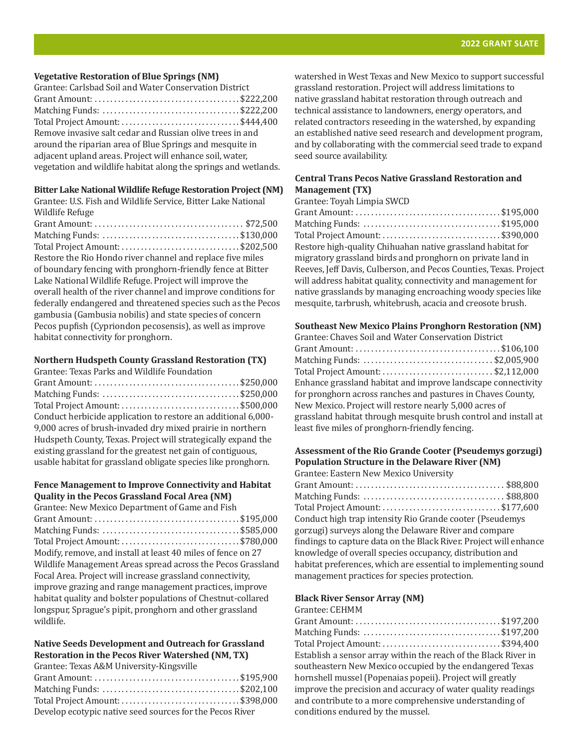### Vegetative Restoration of Blue Springs (NM)

Grantee: Carlsbad Soil and Water Conservation District

Grant Amount: ........................................ $222,200
Matching Funds: ...................................... $222,200
Total Project Amount: ................................ $444,400

Remove invasive salt cedar and Russian olive trees in and around the riparian area of Blue Springs and mesquite in adjacent upland areas. Project will enhance soil, water, vegetation and wildlife habitat along the springs and wetlands.

### Bitter Lake National Wildlife Refuge Restoration Project (NM)

Grantee: U.S. Fish and Wildlife Service, Bitter Lake National Wildlife Refuge

Grant Amount: ........................................ $72,500
Matching Funds: ...................................... $130,000
Total Project Amount: ................................ $202,500

Restore the Rio Hondo river channel and replace five miles of boundary fencing with pronghorn-friendly fence at Bitter Lake National Wildlife Refuge. Project will improve the overall health of the river channel and improve conditions for federally endangered and threatened species such as the Pecos gambusia (Gambusia nobilis) and state species of concern Pecos pupfish (Cypriondon pecosensis), as well as improve habitat connectivity for pronghorn.

### Northern Hudspeth County Grassland Restoration (TX)

Grantee: Texas Parks and Wildlife Foundation

Grant Amount: ........................................ $250,000
Matching Funds: ...................................... $250,000
Total Project Amount: ................................ $500,000

Conduct herbicide application to restore an additional 6,000-9,000 acres of brush-invaded dry mixed prairie in northern Hudspeth County, Texas. Project will strategically expand the existing grassland for the greatest net gain of contiguous, usable habitat for grassland obligate species like pronghorn.

### Fence Management to Improve Connectivity and Habitat Quality in the Pecos Grassland Focal Area (NM)

Grantee: New Mexico Department of Game and Fish

Grant Amount: ........................................ $195,000
Matching Funds: ...................................... $585,000
Total Project Amount: ................................ $780,000

Modify, remove, and install at least 40 miles of fence on 27 Wildlife Management Areas spread across the Pecos Grassland Focal Area. Project will increase grassland connectivity, improve grazing and range management practices, improve habitat quality and bolster populations of Chestnut-collared longspur, Sprague's pipit, pronghorn and other grassland wildlife.

### Native Seeds Development and Outreach for Grassland Restoration in the Pecos River Watershed (NM, TX)

Grantee: Texas A&M University-Kingsville

Grant Amount: ........................................ $195,900
Matching Funds: ...................................... $202,100
Total Project Amount: ................................ $398,000

Develop ecotypic native seed sources for the Pecos River watershed in West Texas and New Mexico to support successful grassland restoration. Project will address limitations to native grassland habitat restoration through outreach and technical assistance to landowners, energy operators, and related contractors reseeding in the watershed, by expanding an established native seed research and development program, and by collaborating with the commercial seed trade to expand seed source availability.

### Central Trans Pecos Native Grassland Restoration and Management (TX)

Grantee: Toyah Limpia SWCD

Grant Amount: ........................................ $195,000
Matching Funds: ...................................... $195,000
Total Project Amount: ................................ $390,000

Restore high-quality Chihuahan native grassland habitat for migratory grassland birds and pronghorn on private land in Reeves, Jeff Davis, Culberson, and Pecos Counties, Texas. Project will address habitat quality, connectivity and management for native grasslands by managing encroaching woody species like mesquite, tarbrush, whitebrush, acacia and creosote brush.

### Southeast New Mexico Plains Pronghorn Restoration (NM)

Grantee: Chaves Soil and Water Conservation District

Grant Amount: ........................................ $106,100
Matching Funds: ...................................... $2,005,900
Total Project Amount: ................................ $2,112,000

Enhance grassland habitat and improve landscape connectivity for pronghorn across ranches and pastures in Chaves County, New Mexico. Project will restore nearly 5,000 acres of grassland habitat through mesquite brush control and install at least five miles of pronghorn-friendly fencing.

### Assessment of the Rio Grande Cooter (Pseudemys gorzugi) Population Structure in the Delaware River (NM)

Grantee: Eastern New Mexico University

Grant Amount: ........................................ $88,800
Matching Funds: ...................................... $88,800
Total Project Amount: ................................ $177,600

Conduct high trap intensity Rio Grande cooter (Pseudemys gorzugi) surveys along the Delaware River and compare findings to capture data on the Black River. Project will enhance knowledge of overall species occupancy, distribution and habitat preferences, which are essential to implementing sound management practices for species protection.

### Black River Sensor Array (NM)

Grantee: CEHMM

Grant Amount: ........................................ $197,200
Matching Funds: ...................................... $197,200
Total Project Amount: ................................ $394,400

Establish a sensor array within the reach of the Black River in southeastern New Mexico occupied by the endangered Texas hornshell mussel (Popenaias popeii). Project will greatly improve the precision and accuracy of water quality readings and contribute to a more comprehensive understanding of conditions endured by the mussel.